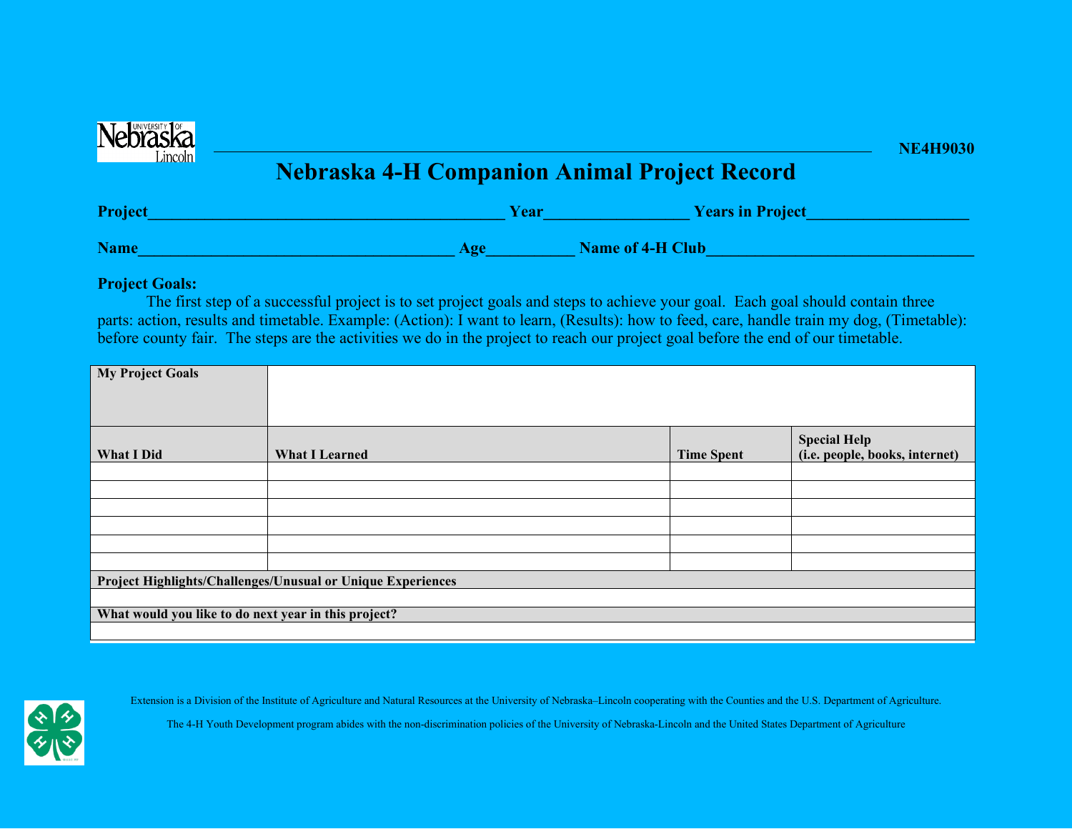NE4H9030

# Nebraska 4-H Companion Animal Project Record

**Project**\_\_\_\_\_\_\_\_\_\_\_\_\_\_\_\_\_\_\_\_\_\_\_\_\_\_\_\_\_\_\_\_\_\_\_\_\_\_\_\_\_\_ **Year**\_\_\_\_\_\_\_\_\_\_\_\_\_\_\_\_ **Years in Project**\_\_\_\_\_\_\_\_\_\_\_\_\_\_\_\_\_\_\_

**Name**\_\_\_\_\_\_\_\_\_\_\_\_\_\_\_\_\_\_\_\_\_\_\_\_\_\_\_\_\_\_\_\_\_\_\_\_\_\_ **Age**\_\_\_\_\_\_\_\_\_\_ **Name of 4-H Club**\_\_\_\_\_\_\_\_\_\_\_\_\_\_\_\_\_\_\_\_\_\_\_\_\_\_\_\_\_\_\_\_

**Project Goals:**

The first step of a successful project is to set project goals and steps to achieve your goal. Each goal should contain three parts: action, results and timetable. Example: (Action): I want to learn, (Results): how to feed, care, handle train my dog, (Timetable): before county fair. The steps are the activities we do in the project to reach our project goal before the end of our timetable.

| **My Project Goals** | | | |
|---|---|---|---|
| **What I Did** | **What I Learned** | **Time Spent** | **Special Help (i.e. people, books, internet)** |
| | | | |
| | | | |
| | | | |
| | | | |
| | | | |
| | | | |
| **Project Highlights/Challenges/Unusual or Unique Experiences** | | | |
| | | | |
| **What would you like to do next year in this project?** | | | |
| | | | |

Extension is a Division of the Institute of Agriculture and Natural Resources at the University of Nebraska–Lincoln cooperating with the Counties and the U.S. Department of Agriculture.

The 4-H Youth Development program abides with the non-discrimination policies of the University of Nebraska-Lincoln and the United States Department of Agriculture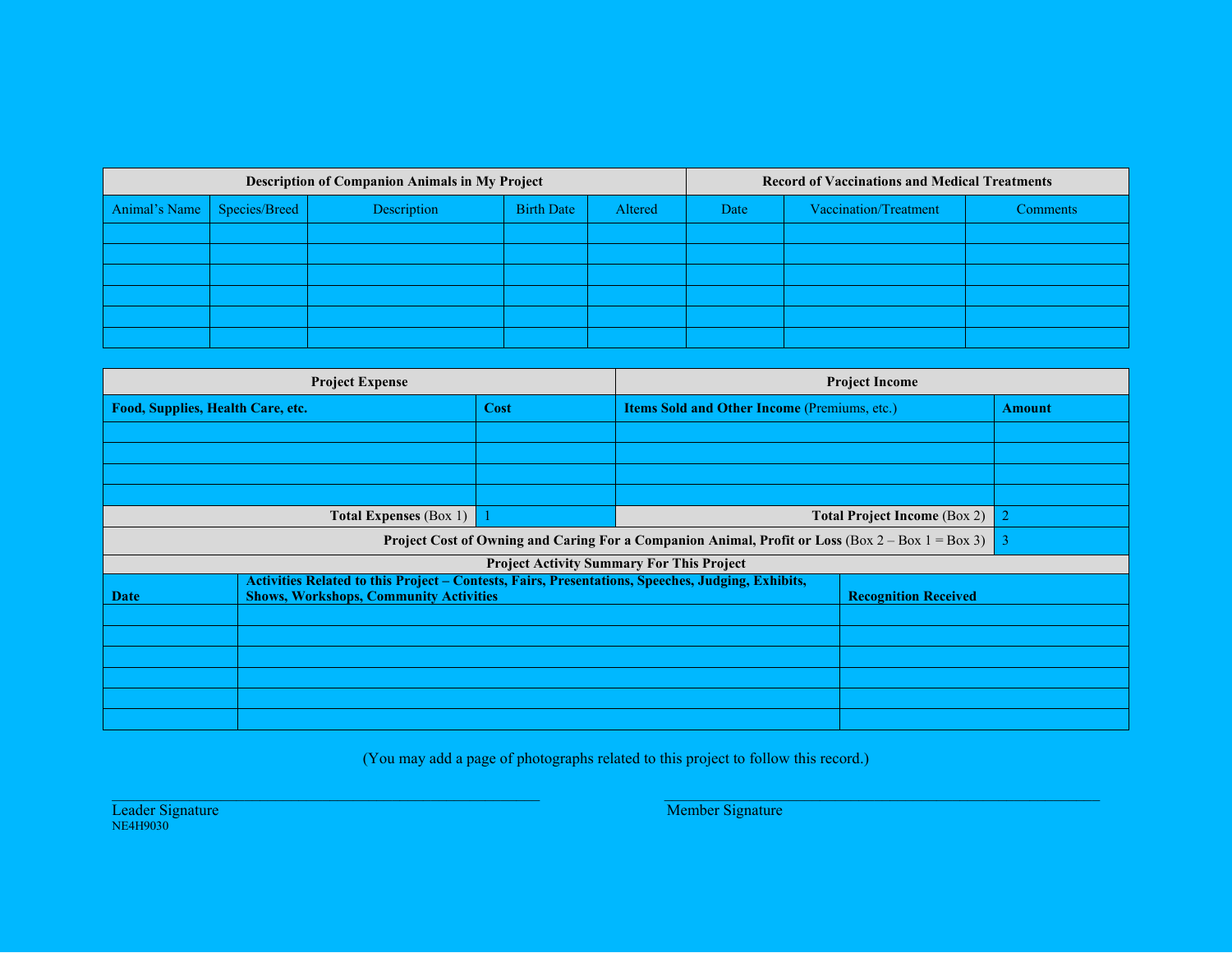| Description of Companion Animals in My Project | | | | | Record of Vaccinations and Medical Treatments | | |
|---|---|---|---|---|---|---|---|
| Animal's Name | Species/Breed | Description | Birth Date | Altered | Date | Vaccination/Treatment | Comments |
| | | | | | | | |
| | | | | | | | |
| | | | | | | | |
| | | | | | | | |
| | | | | | | | |
| | | | | | | | |

| Project Expense | | Project Income | |
|---|---|---|---|
| **Food, Supplies, Health Care, etc.** | **Cost** | **Items Sold and Other Income** (Premiums, etc.) | **Amount** |
| | | | |
| | | | |
| | | | |
| | | | |
| **Total Expenses** (Box 1) | 1 | **Total Project Income** (Box 2) | 2 |
| **Project Cost of Owning and Caring For a Companion Animal, Profit or Loss** (Box 2 – Box 1 = Box 3) | | | 3 |

| Project Activity Summary For This Project | | |
|---|---|---|
| **Date** | **Activities Related to this Project – Contests, Fairs, Presentations, Speeches, Judging, Exhibits, Shows, Workshops, Community Activities** | **Recognition Received** |
| | | |
| | | |
| | | |
| | | |
| | | |
| | | |

(You may add a page of photographs related to this project to follow this record.)

______________________________________________
Leader Signature

______________________________________________
Member Signature

NE4H9030